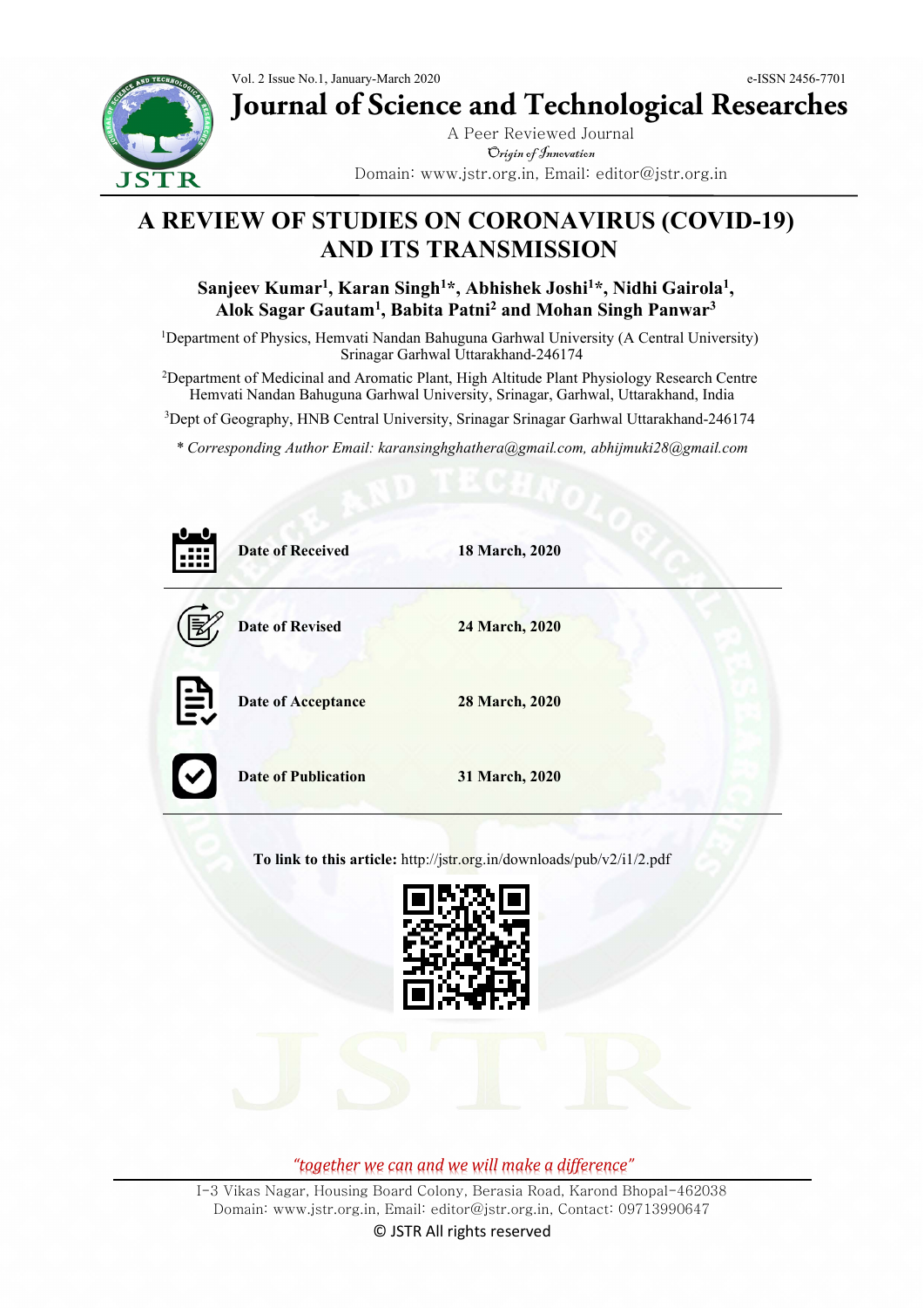# A REVIEW OF STUDIES ON CORONAVIRUS (COVID-19) AND ITS TRANSMISSION

**Sanjeev Kumar[1], Karan Singh[1]*, Abhishek Joshi[1]*, Nidhi Gairola[1], Alok Sagar Gautam[1], Babita Patni[2] and Mohan Singh Panwar[3]**

[1]Department of Physics, Hemvati Nandan Bahuguna Garhwal University (A Central University) Srinagar Garhwal Uttarakhand-246174

[2]Department of Medicinal and Aromatic Plant, High Altitude Plant Physiology Research Centre Hemvati Nandan Bahuguna Garhwal University, Srinagar, Garhwal, Uttarakhand, India

[3]Dept of Geography, HNB Central University, Srinagar Srinagar Garhwal Uttarakhand-246174

*\* Corresponding Author Email: karansinghghathera@gmail.com, abhijmuki28@gmail.com*

| | |
|---|---|
| **Date of Received** | **18 March, 2020** |
| **Date of Revised** | **24 March, 2020** |
| **Date of Acceptance** | **28 March, 2020** |
| **Date of Publication** | **31 March, 2020** |

**To link to this article:** http://jstr.org.in/downloads/pub/v2/i1/2.pdf

*"together we can and we will make a difference"*

I-3 Vikas Nagar, Housing Board Colony, Berasia Road, Karond Bhopal-462038
Domain: www.jstr.org.in, Email: editor@jstr.org.in, Contact: 09713990647

© JSTR All rights reserved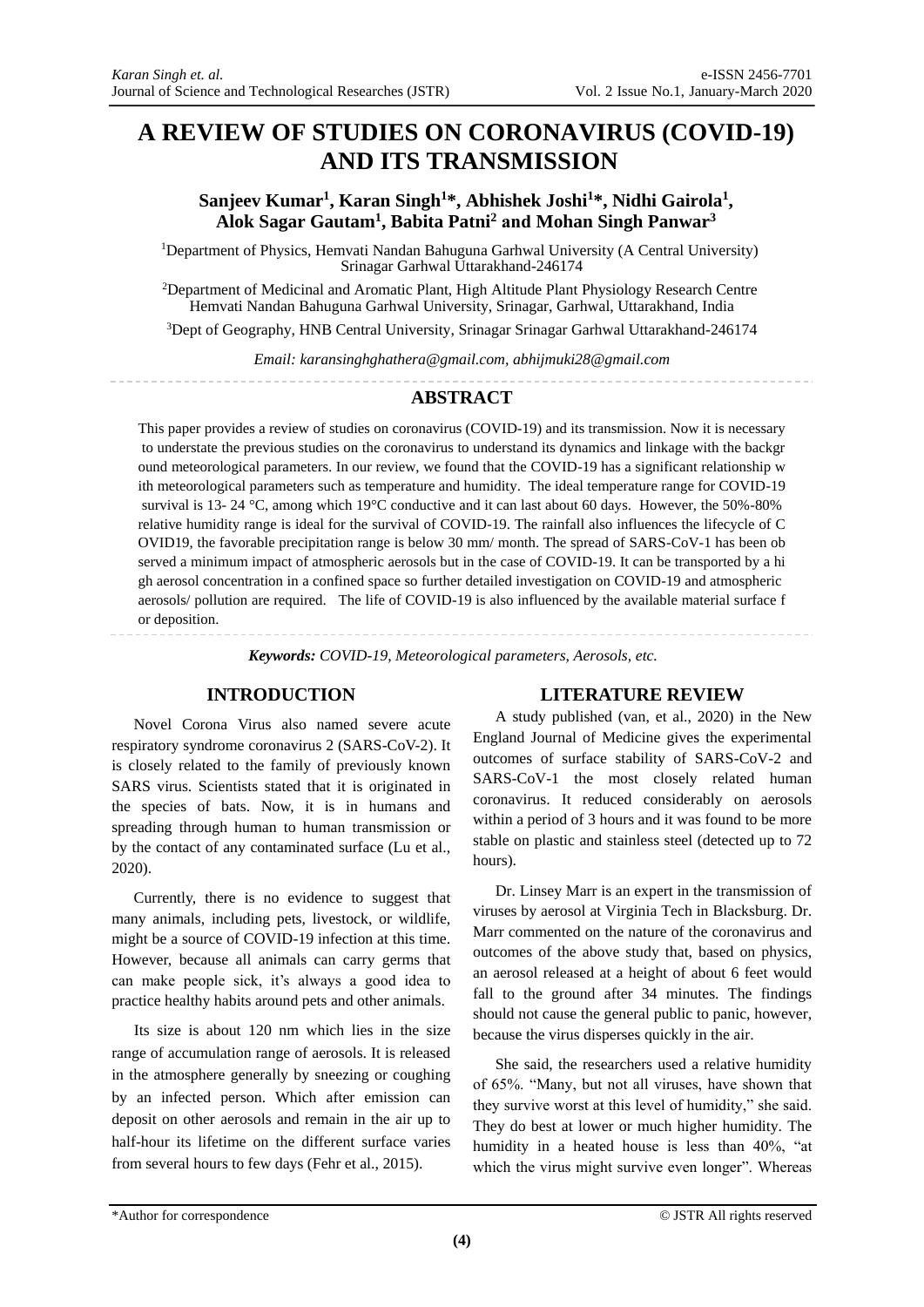# A REVIEW OF STUDIES ON CORONAVIRUS (COVID-19) AND ITS TRANSMISSION

**Sanjeev Kumar[1], Karan Singh[1]*, Abhishek Joshi[1]*, Nidhi Gairola[1], Alok Sagar Gautam[1], Babita Patni[2] and Mohan Singh Panwar[3]**

[1]Department of Physics, Hemvati Nandan Bahuguna Garhwal University (A Central University) Srinagar Garhwal Uttarakhand-246174

[2]Department of Medicinal and Aromatic Plant, High Altitude Plant Physiology Research Centre Hemvati Nandan Bahuguna Garhwal University, Srinagar, Garhwal, Uttarakhand, India

[3]Dept of Geography, HNB Central University, Srinagar Srinagar Garhwal Uttarakhand-246174

*Email: karansinghghathera@gmail.com, abhijmuki28@gmail.com*

## ABSTRACT

This paper provides a review of studies on coronavirus (COVID-19) and its transmission. Now it is necessary to understate the previous studies on the coronavirus to understand its dynamics and linkage with the backgr ound meteorological parameters. In our review, we found that the COVID-19 has a significant relationship w ith meteorological parameters such as temperature and humidity. The ideal temperature range for COVID-19 survival is 13- 24 °C, among which 19°C conductive and it can last about 60 days. However, the 50%-80% relative humidity range is ideal for the survival of COVID-19. The rainfall also influences the lifecycle of C OVID19, the favorable precipitation range is below 30 mm/ month. The spread of SARS-CoV-1 has been ob served a minimum impact of atmospheric aerosols but in the case of COVID-19. It can be transported by a hi gh aerosol concentration in a confined space so further detailed investigation on COVID-19 and atmospheric aerosols/ pollution are required. The life of COVID-19 is also influenced by the available material surface f or deposition.

***Keywords:** COVID-19, Meteorological parameters, Aerosols, etc.*

## INTRODUCTION

Novel Corona Virus also named severe acute respiratory syndrome coronavirus 2 (SARS-CoV-2). It is closely related to the family of previously known SARS virus. Scientists stated that it is originated in the species of bats. Now, it is in humans and spreading through human to human transmission or by the contact of any contaminated surface (Lu et al., 2020).

Currently, there is no evidence to suggest that many animals, including pets, livestock, or wildlife, might be a source of COVID-19 infection at this time. However, because all animals can carry germs that can make people sick, it's always a good idea to practice healthy habits around pets and other animals.

Its size is about 120 nm which lies in the size range of accumulation range of aerosols. It is released in the atmosphere generally by sneezing or coughing by an infected person. Which after emission can deposit on other aerosols and remain in the air up to half-hour its lifetime on the different surface varies from several hours to few days (Fehr et al., 2015).

## LITERATURE REVIEW

A study published (van, et al., 2020) in the New England Journal of Medicine gives the experimental outcomes of surface stability of SARS-CoV-2 and SARS-CoV-1 the most closely related human coronavirus. It reduced considerably on aerosols within a period of 3 hours and it was found to be more stable on plastic and stainless steel (detected up to 72 hours).

Dr. Linsey Marr is an expert in the transmission of viruses by aerosol at Virginia Tech in Blacksburg. Dr. Marr commented on the nature of the coronavirus and outcomes of the above study that, based on physics, an aerosol released at a height of about 6 feet would fall to the ground after 34 minutes. The findings should not cause the general public to panic, however, because the virus disperses quickly in the air.

She said, the researchers used a relative humidity of 65%. "Many, but not all viruses, have shown that they survive worst at this level of humidity," she said. They do best at lower or much higher humidity. The humidity in a heated house is less than 40%, "at which the virus might survive even longer". Whereas

*Author for correspondence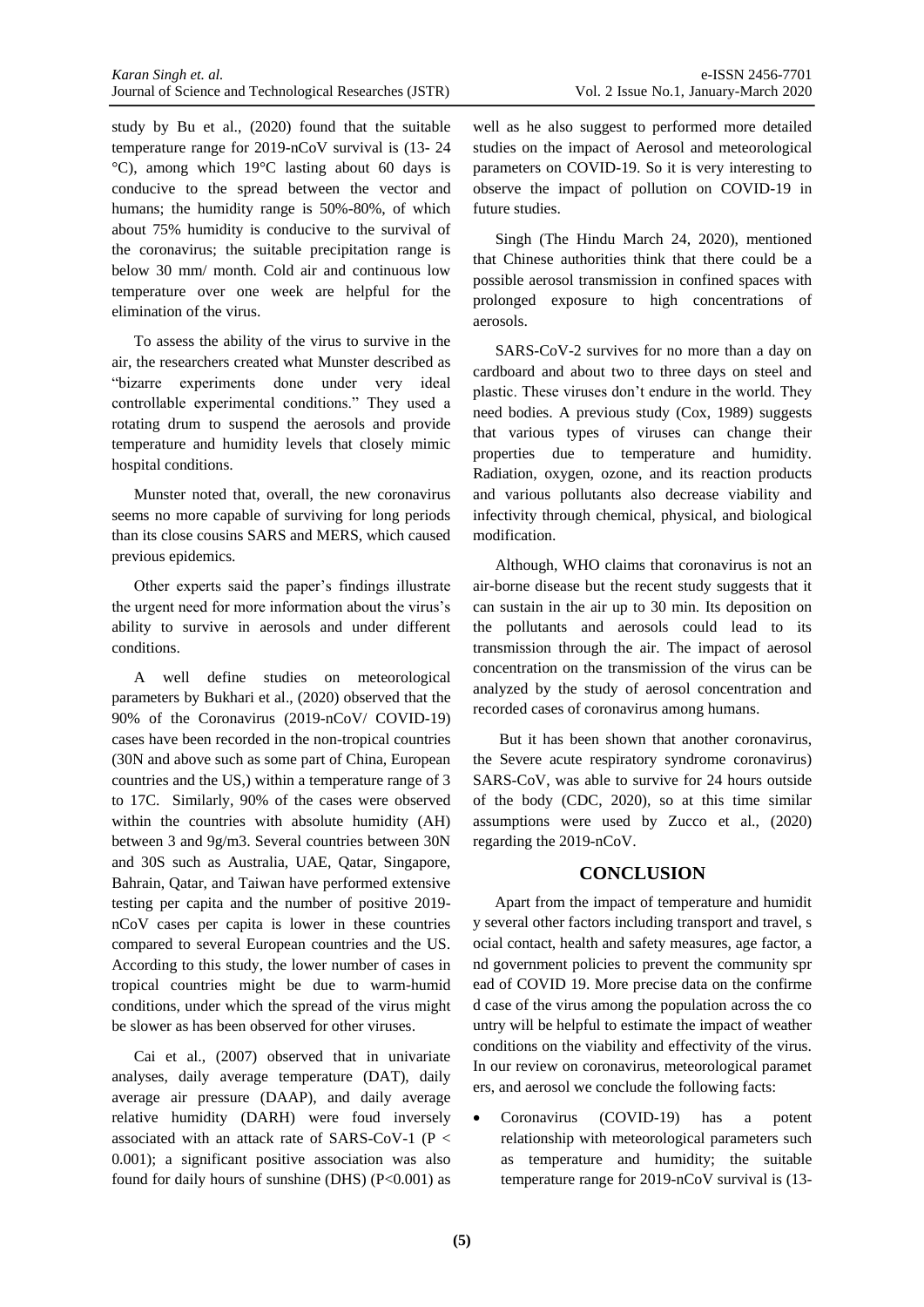study by Bu et al., (2020) found that the suitable temperature range for 2019-nCoV survival is (13- 24 °C), among which 19°C lasting about 60 days is conducive to the spread between the vector and humans; the humidity range is 50%-80%, of which about 75% humidity is conducive to the survival of the coronavirus; the suitable precipitation range is below 30 mm/ month. Cold air and continuous low temperature over one week are helpful for the elimination of the virus.

To assess the ability of the virus to survive in the air, the researchers created what Munster described as "bizarre experiments done under very ideal controllable experimental conditions." They used a rotating drum to suspend the aerosols and provide temperature and humidity levels that closely mimic hospital conditions.

Munster noted that, overall, the new coronavirus seems no more capable of surviving for long periods than its close cousins SARS and MERS, which caused previous epidemics.

Other experts said the paper's findings illustrate the urgent need for more information about the virus's ability to survive in aerosols and under different conditions.

A well define studies on meteorological parameters by Bukhari et al., (2020) observed that the 90% of the Coronavirus (2019-nCoV/ COVID-19) cases have been recorded in the non-tropical countries (30N and above such as some part of China, European countries and the US,) within a temperature range of 3 to 17C. Similarly, 90% of the cases were observed within the countries with absolute humidity (AH) between 3 and 9g/m3. Several countries between 30N and 30S such as Australia, UAE, Qatar, Singapore, Bahrain, Qatar, and Taiwan have performed extensive testing per capita and the number of positive 2019-nCoV cases per capita is lower in these countries compared to several European countries and the US. According to this study, the lower number of cases in tropical countries might be due to warm-humid conditions, under which the spread of the virus might be slower as has been observed for other viruses.

Cai et al., (2007) observed that in univariate analyses, daily average temperature (DAT), daily average air pressure (DAAP), and daily average relative humidity (DARH) were foud inversely associated with an attack rate of SARS-CoV-1 ($P < 0.001$); a significant positive association was also found for daily hours of sunshine (DHS) ($P<0.001$) as well as he also suggest to performed more detailed studies on the impact of Aerosol and meteorological parameters on COVID-19. So it is very interesting to observe the impact of pollution on COVID-19 in future studies.

Singh (The Hindu March 24, 2020), mentioned that Chinese authorities think that there could be a possible aerosol transmission in confined spaces with prolonged exposure to high concentrations of aerosols.

SARS-CoV-2 survives for no more than a day on cardboard and about two to three days on steel and plastic. These viruses don't endure in the world. They need bodies. A previous study (Cox, 1989) suggests that various types of viruses can change their properties due to temperature and humidity. Radiation, oxygen, ozone, and its reaction products and various pollutants also decrease viability and infectivity through chemical, physical, and biological modification.

Although, WHO claims that coronavirus is not an air-borne disease but the recent study suggests that it can sustain in the air up to 30 min. Its deposition on the pollutants and aerosols could lead to its transmission through the air. The impact of aerosol concentration on the transmission of the virus can be analyzed by the study of aerosol concentration and recorded cases of coronavirus among humans.

But it has been shown that another coronavirus, the Severe acute respiratory syndrome coronavirus) SARS-CoV, was able to survive for 24 hours outside of the body (CDC, 2020), so at this time similar assumptions were used by Zucco et al., (2020) regarding the 2019-nCoV.

## CONCLUSION

Apart from the impact of temperature and humidit y several other factors including transport and travel, s ocial contact, health and safety measures, age factor, a nd government policies to prevent the community spr ead of COVID 19. More precise data on the confirme d case of the virus among the population across the co untry will be helpful to estimate the impact of weather conditions on the viability and effectivity of the virus. In our review on coronavirus, meteorological paramet ers, and aerosol we conclude the following facts:

- Coronavirus (COVID-19) has a potent relationship with meteorological parameters such as temperature and humidity; the suitable temperature range for 2019-nCoV survival is (13-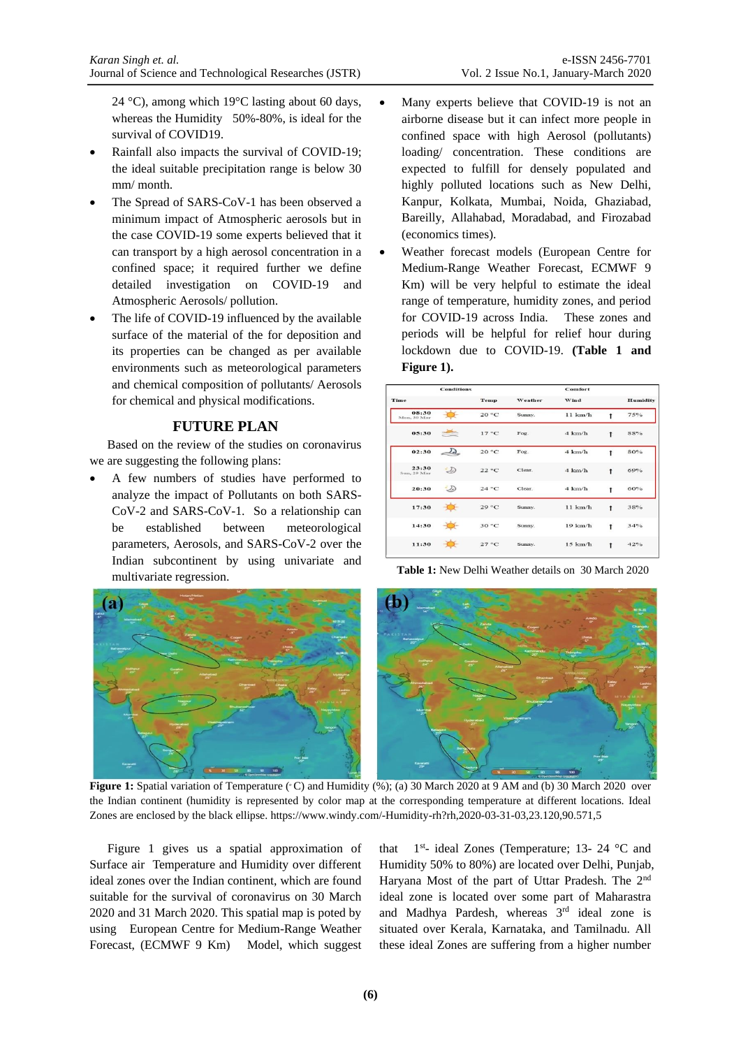24 °C), among which 19°C lasting about 60 days, whereas the Humidity 50%-80%, is ideal for the survival of COVID19.

- Rainfall also impacts the survival of COVID-19; the ideal suitable precipitation range is below 30 mm/ month.
- The Spread of SARS-CoV-1 has been observed a minimum impact of Atmospheric aerosols but in the case COVID-19 some experts believed that it can transport by a high aerosol concentration in a confined space; it required further we define detailed investigation on COVID-19 and Atmospheric Aerosols/ pollution.
- The life of COVID-19 influenced by the available surface of the material of the for deposition and its properties can be changed as per available environments such as meteorological parameters and chemical composition of pollutants/ Aerosols for chemical and physical modifications.

## FUTURE PLAN

Based on the review of the studies on coronavirus we are suggesting the following plans:

- A few numbers of studies have performed to analyze the impact of Pollutants on both SARS-CoV-2 and SARS-CoV-1. So a relationship can be established between meteorological parameters, Aerosols, and SARS-CoV-2 over the Indian subcontinent by using univariate and multivariate regression.
- Many experts believe that COVID-19 is not an airborne disease but it can infect more people in confined space with high Aerosol (pollutants) loading/ concentration. These conditions are expected to fulfill for densely populated and highly polluted locations such as New Delhi, Kanpur, Kolkata, Mumbai, Noida, Ghaziabad, Bareilly, Allahabad, Moradabad, and Firozabad (economics times).
- Weather forecast models (European Centre for Medium-Range Weather Forecast, ECMWF 9 Km) will be very helpful to estimate the ideal range of temperature, humidity zones, and period for COVID-19 across India. These zones and periods will be helpful for relief hour during lockdown due to COVID-19. **(Table 1 and Figure 1).**

| Time | Conditions | Temp | Weather | Comfort Wind | | Humidity |
|---|---|---|---|---|---|---|
| 08:30 Mon, 30 Mar | | 20 °C | Sunny. | 11 km/h | ↑ | 75% |
| 05:30 | | 17 °C | Fog. | 4 km/h | ↑ | 88% |
| 02:30 | | 20 °C | Fog. | 4 km/h | ↑ | 80% |
| 23:30 Sun, 29 Mar | | 22 °C | Clear. | 4 km/h | ↑ | 69% |
| 20:30 | | 24 °C | Clear. | 4 km/h | ↑ | 60% |
| 17:30 | | 29 °C | Sunny. | 11 km/h | ↑ | 38% |
| 14:30 | | 30 °C | Sunny. | 19 km/h | ↑ | 34% |
| 11:30 | | 27 °C | Sunny. | 15 km/h | ↑ | 42% |

**Table 1:** New Delhi Weather details on 30 March 2020

**Figure 1:** Spatial variation of Temperature (°C) and Humidity (%); (a) 30 March 2020 at 9 AM and (b) 30 March 2020 over the Indian continent (humidity is represented by color map at the corresponding temperature at different locations. Ideal Zones are enclosed by the black ellipse. https://www.windy.com/-Humidity-rh?rh,2020-03-31-03,23.120,90.571,5

Figure 1 gives us a spatial approximation of Surface air Temperature and Humidity over different ideal zones over the Indian continent, which are found suitable for the survival of coronavirus on 30 March 2020 and 31 March 2020. This spatial map is poted by using European Centre for Medium-Range Weather Forecast, (ECMWF 9 Km) Model, which suggest that 1st- ideal Zones (Temperature; 13- 24 °C and Humidity 50% to 80%) are located over Delhi, Punjab, Haryana Most of the part of Uttar Pradesh. The 2nd ideal zone is located over some part of Maharastra and Madhya Pardesh, whereas 3rd ideal zone is situated over Kerala, Karnataka, and Tamilnadu. All these ideal Zones are suffering from a higher number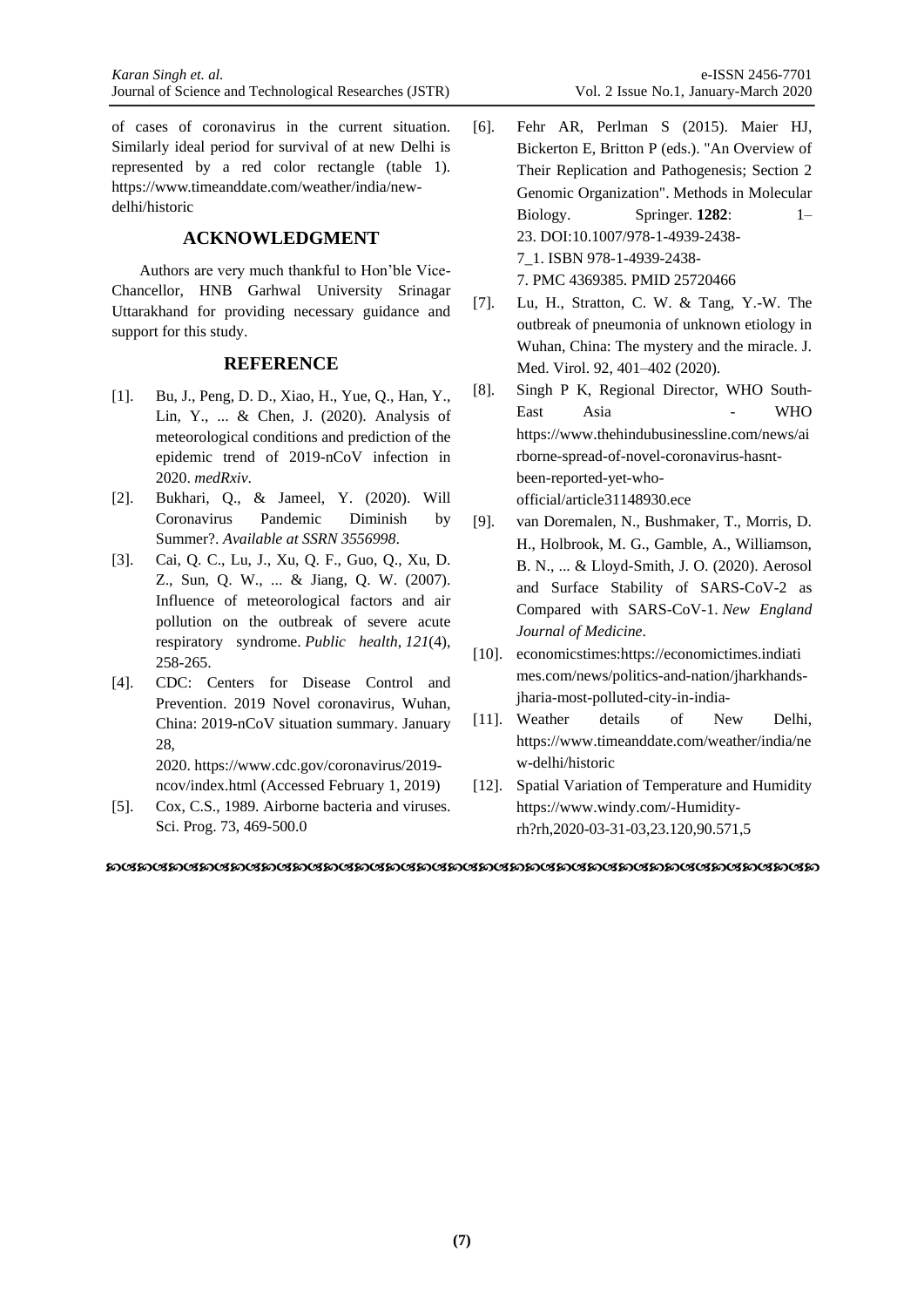of cases of coronavirus in the current situation. Similarly ideal period for survival of at new Delhi is represented by a red color rectangle (table 1). https://www.timeanddate.com/weather/india/new-delhi/historic

## ACKNOWLEDGMENT

Authors are very much thankful to Hon'ble Vice-Chancellor, HNB Garhwal University Srinagar Uttarakhand for providing necessary guidance and support for this study.

## REFERENCE

[1]. Bu, J., Peng, D. D., Xiao, H., Yue, Q., Han, Y., Lin, Y., ... & Chen, J. (2020). Analysis of meteorological conditions and prediction of the epidemic trend of 2019-nCoV infection in 2020. *medRxiv*.

[2]. Bukhari, Q., & Jameel, Y. (2020). Will Coronavirus Pandemic Diminish by Summer?. *Available at SSRN 3556998*.

[3]. Cai, Q. C., Lu, J., Xu, Q. F., Guo, Q., Xu, D. Z., Sun, Q. W., ... & Jiang, Q. W. (2007). Influence of meteorological factors and air pollution on the outbreak of severe acute respiratory syndrome. *Public health*, *121*(4), 258-265.

[4]. CDC: Centers for Disease Control and Prevention. 2019 Novel coronavirus, Wuhan, China: 2019-nCoV situation summary. January 28, 2020. https://www.cdc.gov/coronavirus/2019-ncov/index.html (Accessed February 1, 2019)

[5]. Cox, C.S., 1989. Airborne bacteria and viruses. Sci. Prog. 73, 469-500.0

[6]. Fehr AR, Perlman S (2015). Maier HJ, Bickerton E, Britton P (eds.). "An Overview of Their Replication and Pathogenesis; Section 2 Genomic Organization". Methods in Molecular Biology. Springer. **1282**: 1–23. DOI:10.1007/978-1-4939-2438-7_1. ISBN 978-1-4939-2438-7. PMC 4369385. PMID 25720466

[7]. Lu, H., Stratton, C. W. & Tang, Y.-W. The outbreak of pneumonia of unknown etiology in Wuhan, China: The mystery and the miracle. J. Med. Virol. 92, 401–402 (2020).

[8]. Singh P K, Regional Director, WHO South-East Asia - WHO https://www.thehindubusinessline.com/news/airborne-spread-of-novel-coronavirus-hasnt-been-reported-yet-who-official/article31148930.ece

[9]. van Doremalen, N., Bushmaker, T., Morris, D. H., Holbrook, M. G., Gamble, A., Williamson, B. N., ... & Lloyd-Smith, J. O. (2020). Aerosol and Surface Stability of SARS-CoV-2 as Compared with SARS-CoV-1. *New England Journal of Medicine*.

[10]. economictimes:https://economictimes.indiatimes.com/news/politics-and-nation/jharkhands-jharia-most-polluted-city-in-india-

[11]. Weather details of New Delhi, https://www.timeanddate.com/weather/india/new-delhi/historic

[12]. Spatial Variation of Temperature and Humidity https://www.windy.com/-Humidity-rh?rh,2020-03-31-03,23.120,90.571,5